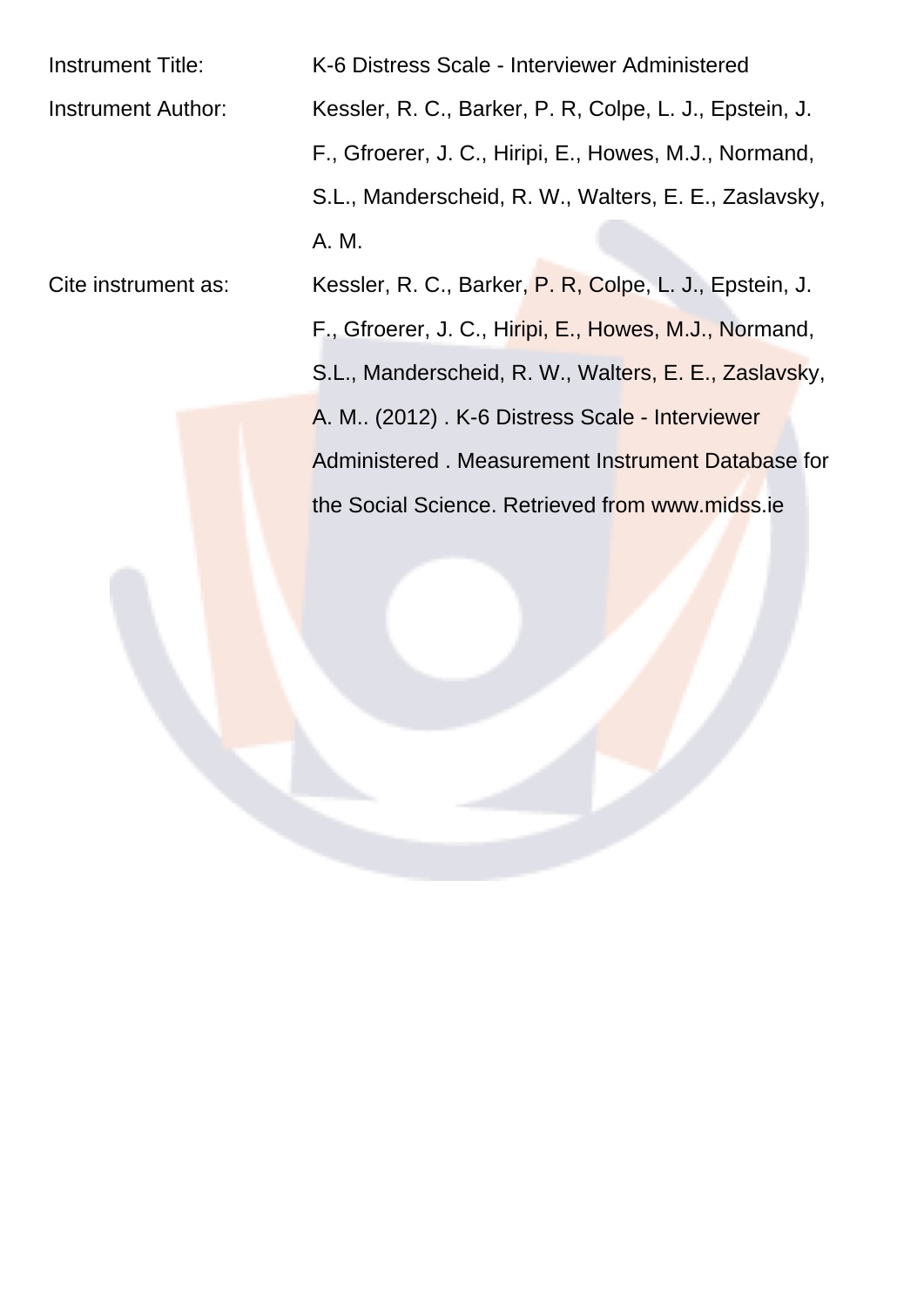| | |
|---|---|
| Instrument Title: | K-6 Distress Scale - Interviewer Administered |
| Instrument Author: | Kessler, R. C., Barker, P. R, Colpe, L. J., Epstein, J. F., Gfroerer, J. C., Hiripi, E., Howes, M.J., Normand, S.L., Manderscheid, R. W., Walters, E. E., Zaslavsky, A. M. |
| Cite instrument as: | Kessler, R. C., Barker, P. R, Colpe, L. J., Epstein, J. F., Gfroerer, J. C., Hiripi, E., Howes, M.J., Normand, S.L., Manderscheid, R. W., Walters, E. E., Zaslavsky, A. M.. (2012) . K-6 Distress Scale - Interviewer Administered . Measurement Instrument Database for the Social Science. Retrieved from www.midss.ie |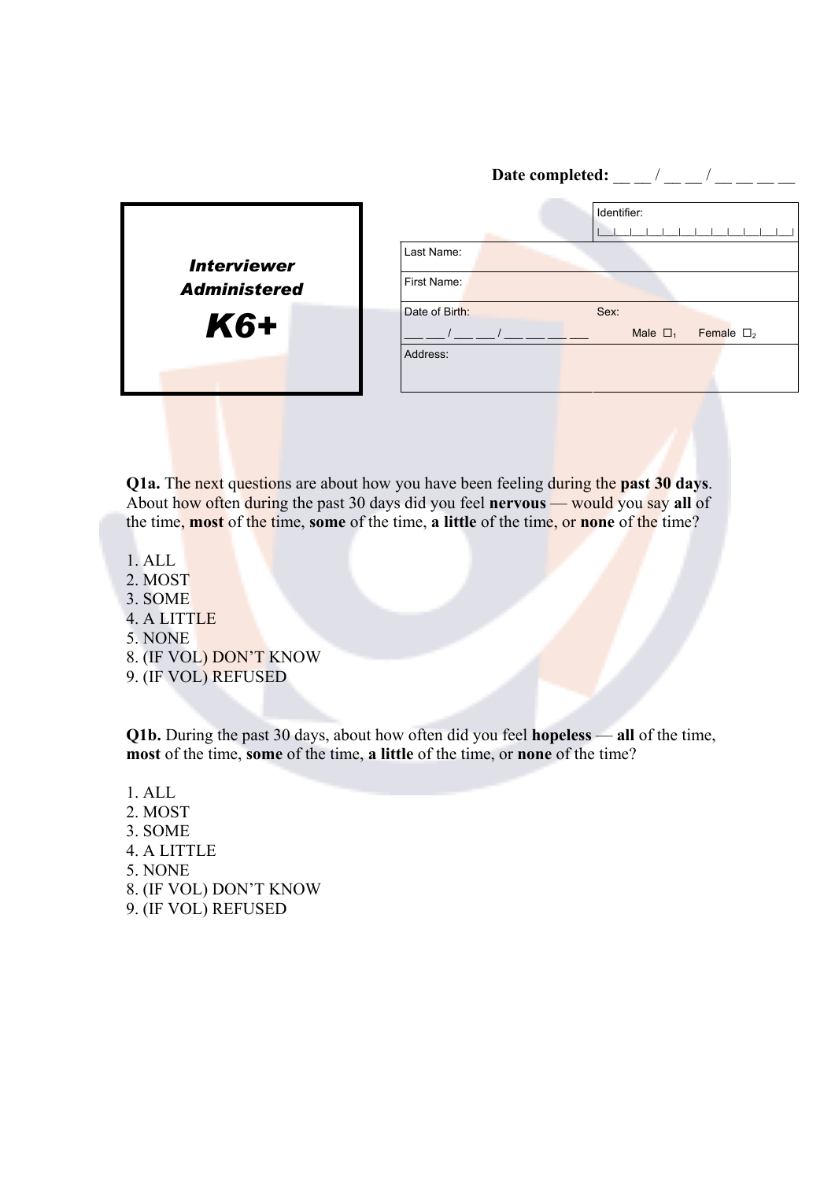**Date completed:** __ __ / __ __ / __ __ __ __

| **_Interviewer Administered_** **_K6+_** | | Identifier: \|__\|__\|__\|__\|__\|__\|__\|__\|__\|__\|__\|__\| |
|---|---|---|
| | Last Name: | |
| | First Name: | |
| | Date of Birth: ___ ___ / ___ ___ / ___ ___ ___ ___ | Sex: Male ☐1 Female ☐2 |
| | Address: | |

**Q1a.** The next questions are about how you have been feeling during the **past 30 days**. About how often during the past 30 days did you feel **nervous** — would you say **all** of the time, **most** of the time, **some** of the time, **a little** of the time, or **none** of the time?

1. ALL
2. MOST
3. SOME
4. A LITTLE
5. NONE
8. (IF VOL) DON'T KNOW
9. (IF VOL) REFUSED

**Q1b.** During the past 30 days, about how often did you feel **hopeless** — **all** of the time, **most** of the time, **some** of the time, **a little** of the time, or **none** of the time?

1. ALL
2. MOST
3. SOME
4. A LITTLE
5. NONE
8. (IF VOL) DON'T KNOW
9. (IF VOL) REFUSED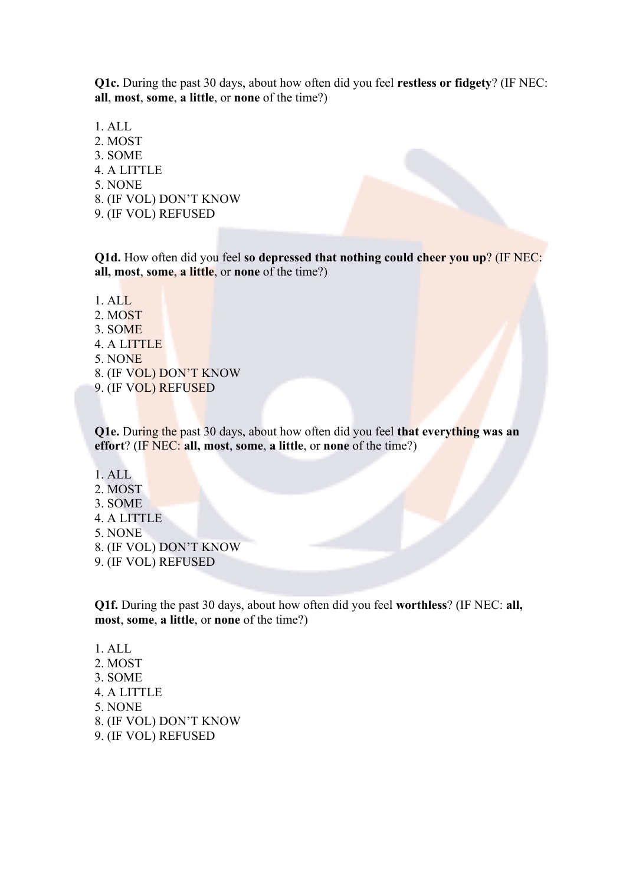**Q1c.** During the past 30 days, about how often did you feel **restless or fidgety**? (IF NEC: **all**, **most**, **some**, **a little**, or **none** of the time?)

1. ALL
2. MOST
3. SOME
4. A LITTLE
5. NONE
8. (IF VOL) DON'T KNOW
9. (IF VOL) REFUSED

**Q1d.** How often did you feel **so depressed that nothing could cheer you up**? (IF NEC: **all, most**, **some**, **a little**, or **none** of the time?)

1. ALL
2. MOST
3. SOME
4. A LITTLE
5. NONE
8. (IF VOL) DON'T KNOW
9. (IF VOL) REFUSED

**Q1e.** During the past 30 days, about how often did you feel **that everything was an effort**? (IF NEC: **all, most**, **some**, **a little**, or **none** of the time?)

1. ALL
2. MOST
3. SOME
4. A LITTLE
5. NONE
8. (IF VOL) DON'T KNOW
9. (IF VOL) REFUSED

**Q1f.** During the past 30 days, about how often did you feel **worthless**? (IF NEC: **all, most**, **some**, **a little**, or **none** of the time?)

1. ALL
2. MOST
3. SOME
4. A LITTLE
5. NONE
8. (IF VOL) DON'T KNOW
9. (IF VOL) REFUSED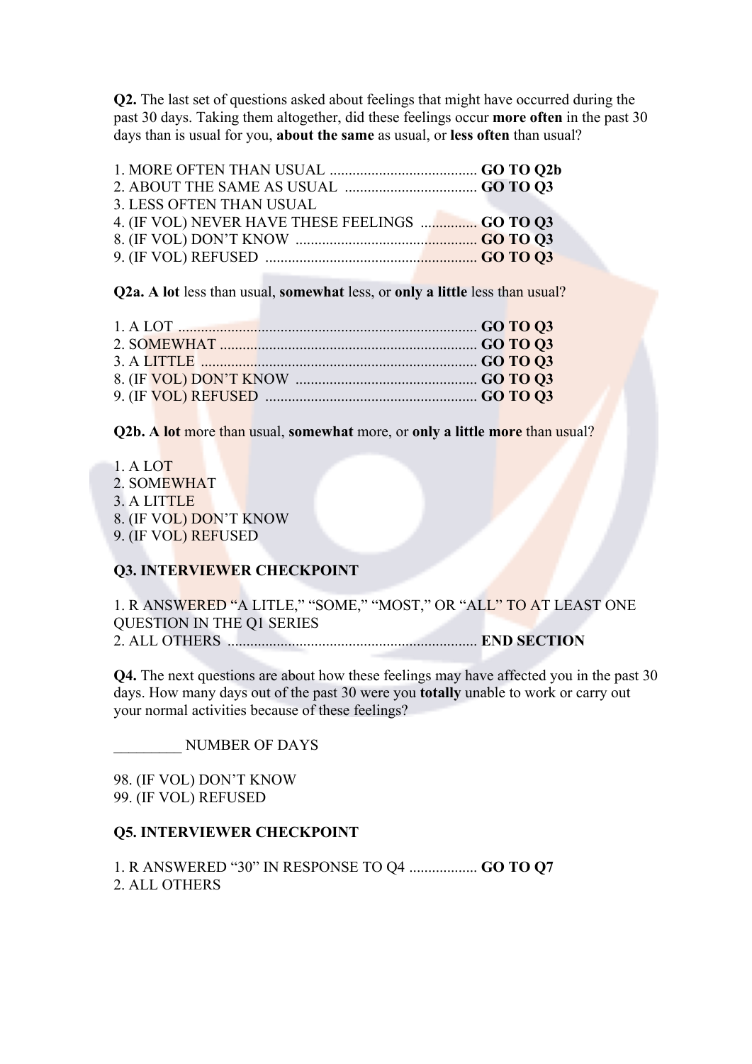**Q2.** The last set of questions asked about feelings that might have occurred during the past 30 days. Taking them altogether, did these feelings occur **more often** in the past 30 days than is usual for you, **about the same** as usual, or **less often** than usual?

1. MORE OFTEN THAN USUAL ....................................... **GO TO Q2b**
2. ABOUT THE SAME AS USUAL .................................. **GO TO Q3**
3. LESS OFTEN THAN USUAL
4. (IF VOL) NEVER HAVE THESE FEELINGS .............. **GO TO Q3**
8. (IF VOL) DON'T KNOW ............................................... **GO TO Q3**
9. (IF VOL) REFUSED ........................................................ **GO TO Q3**

**Q2a. A lot** less than usual, **somewhat** less, or **only a little** less than usual?

1. A LOT ............................................................................... **GO TO Q3**
2. SOMEWHAT .................................................................... **GO TO Q3**
3. A LITTLE ......................................................................... **GO TO Q3**
8. (IF VOL) DON'T KNOW ............................................... **GO TO Q3**
9. (IF VOL) REFUSED ........................................................ **GO TO Q3**

**Q2b. A lot** more than usual, **somewhat** more, or **only a little more** than usual?

1. A LOT
2. SOMEWHAT
3. A LITTLE
8. (IF VOL) DON'T KNOW
9. (IF VOL) REFUSED

**Q3. INTERVIEWER CHECKPOINT**

1. R ANSWERED "A LITLE," "SOME," "MOST," OR "ALL" TO AT LEAST ONE QUESTION IN THE Q1 SERIES
2. ALL OTHERS ................................................................... **END SECTION**

**Q4.** The next questions are about how these feelings may have affected you in the past 30 days. How many days out of the past 30 were you **totally** unable to work or carry out your normal activities because of these feelings?

_________ NUMBER OF DAYS

98. (IF VOL) DON'T KNOW
99. (IF VOL) REFUSED

**Q5. INTERVIEWER CHECKPOINT**

1. R ANSWERED "30" IN RESPONSE TO Q4 .................. **GO TO Q7**
2. ALL OTHERS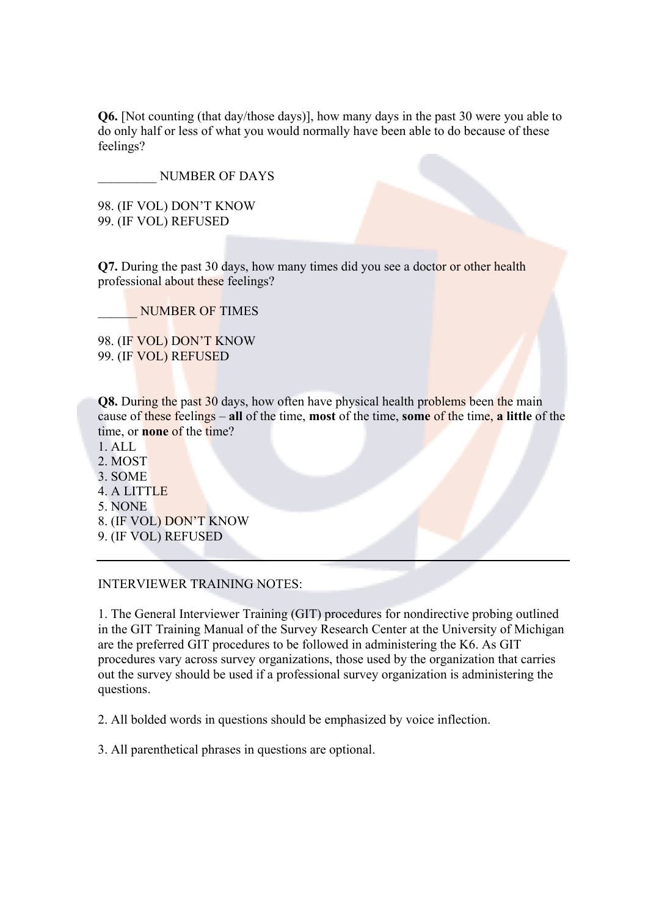**Q6.** [Not counting (that day/those days)], how many days in the past 30 were you able to do only half or less of what you would normally have been able to do because of these feelings?

_________ NUMBER OF DAYS

98. (IF VOL) DON'T KNOW
99. (IF VOL) REFUSED

**Q7.** During the past 30 days, how many times did you see a doctor or other health professional about these feelings?

______ NUMBER OF TIMES

98. (IF VOL) DON'T KNOW
99. (IF VOL) REFUSED

**Q8.** During the past 30 days, how often have physical health problems been the main cause of these feelings – **all** of the time, **most** of the time, **some** of the time, **a little** of the time, or **none** of the time?

1. ALL
2. MOST
3. SOME
4. A LITTLE
5. NONE
8. (IF VOL) DON'T KNOW
9. (IF VOL) REFUSED

---

INTERVIEWER TRAINING NOTES:

1. The General Interviewer Training (GIT) procedures for nondirective probing outlined in the GIT Training Manual of the Survey Research Center at the University of Michigan are the preferred GIT procedures to be followed in administering the K6. As GIT procedures vary across survey organizations, those used by the organization that carries out the survey should be used if a professional survey organization is administering the questions.

2. All bolded words in questions should be emphasized by voice inflection.

3. All parenthetical phrases in questions are optional.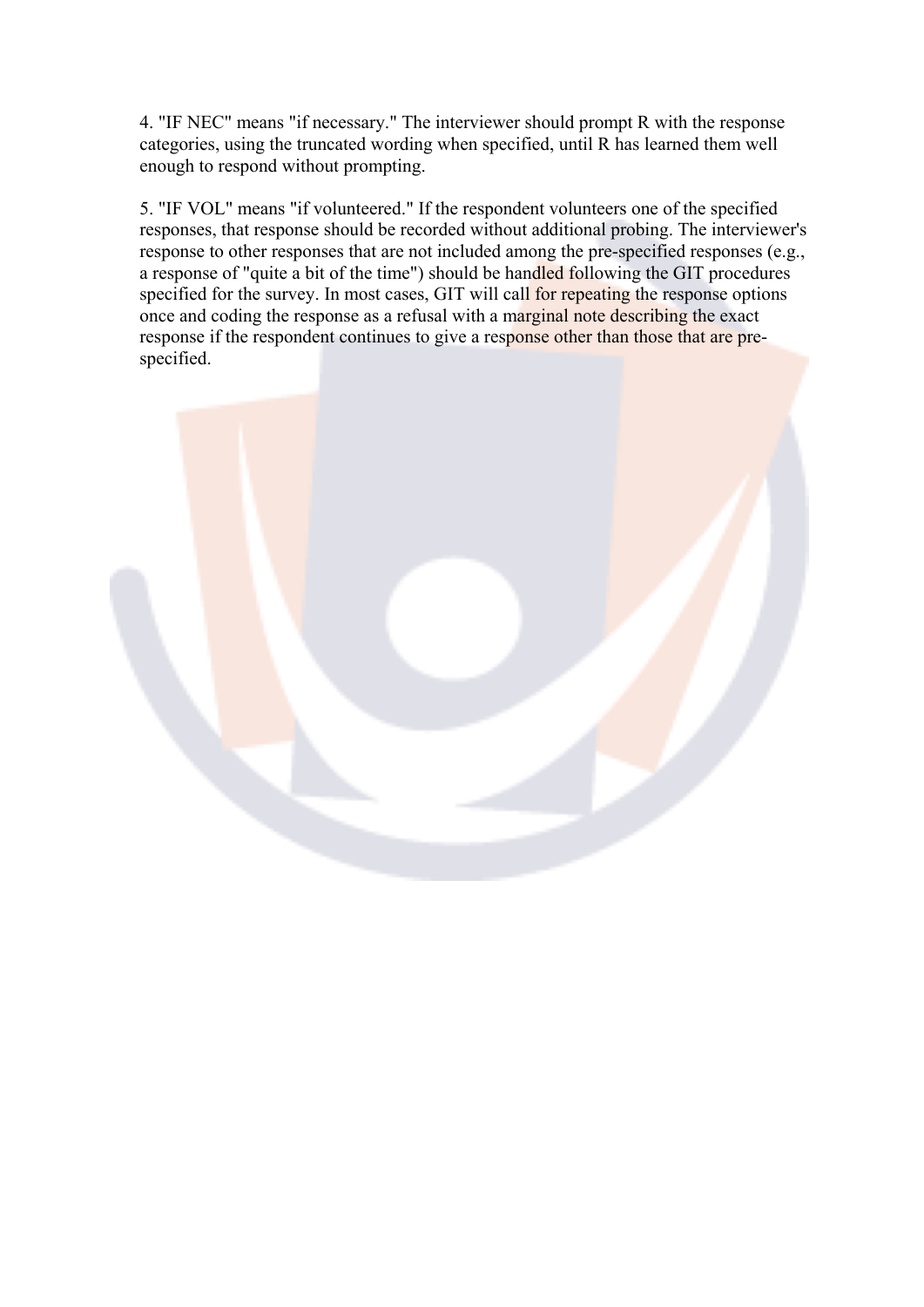4. "IF NEC" means "if necessary." The interviewer should prompt R with the response categories, using the truncated wording when specified, until R has learned them well enough to respond without prompting.

5. "IF VOL" means "if volunteered." If the respondent volunteers one of the specified responses, that response should be recorded without additional probing. The interviewer's response to other responses that are not included among the pre-specified responses (e.g., a response of "quite a bit of the time") should be handled following the GIT procedures specified for the survey. In most cases, GIT will call for repeating the response options once and coding the response as a refusal with a marginal note describing the exact response if the respondent continues to give a response other than those that are pre-specified.